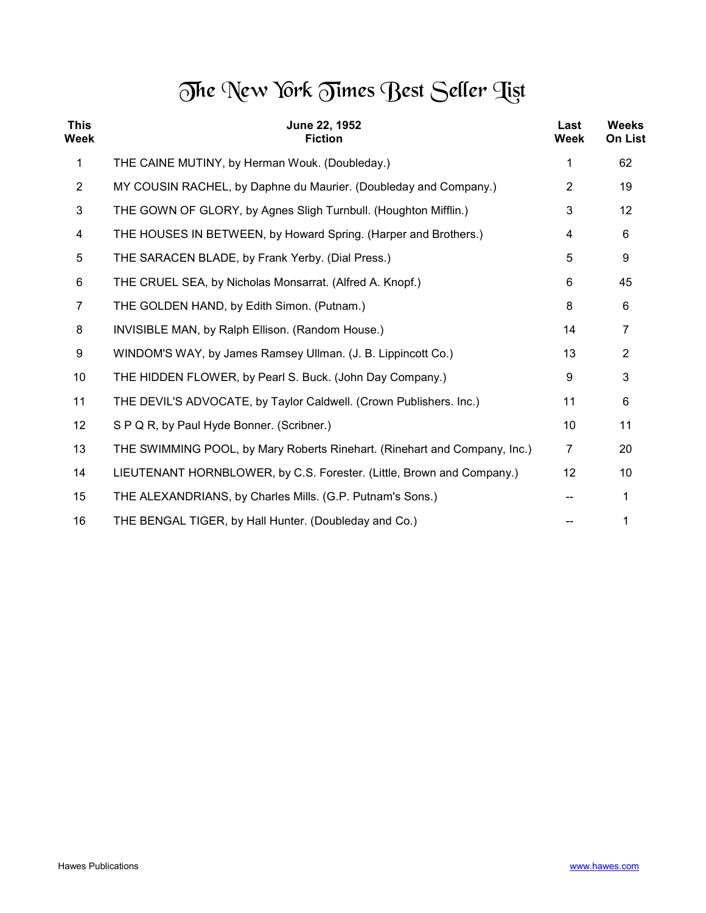# The New York Times Best Seller List

| This Week | June 22, 1952 Fiction | Last Week | Weeks On List |
|---|---|---|---|
| 1 | THE CAINE MUTINY, by Herman Wouk. (Doubleday.) | 1 | 62 |
| 2 | MY COUSIN RACHEL, by Daphne du Maurier. (Doubleday and Company.) | 2 | 19 |
| 3 | THE GOWN OF GLORY, by Agnes Sligh Turnbull. (Houghton Mifflin.) | 3 | 12 |
| 4 | THE HOUSES IN BETWEEN, by Howard Spring. (Harper and Brothers.) | 4 | 6 |
| 5 | THE SARACEN BLADE, by Frank Yerby. (Dial Press.) | 5 | 9 |
| 6 | THE CRUEL SEA, by Nicholas Monsarrat. (Alfred A. Knopf.) | 6 | 45 |
| 7 | THE GOLDEN HAND, by Edith Simon. (Putnam.) | 8 | 6 |
| 8 | INVISIBLE MAN, by Ralph Ellison. (Random House.) | 14 | 7 |
| 9 | WINDOM'S WAY, by James Ramsey Ullman. (J. B. Lippincott Co.) | 13 | 2 |
| 10 | THE HIDDEN FLOWER, by Pearl S. Buck. (John Day Company.) | 9 | 3 |
| 11 | THE DEVIL'S ADVOCATE, by Taylor Caldwell. (Crown Publishers. Inc.) | 11 | 6 |
| 12 | S P Q R, by Paul Hyde Bonner. (Scribner.) | 10 | 11 |
| 13 | THE SWIMMING POOL, by Mary Roberts Rinehart. (Rinehart and Company, Inc.) | 7 | 20 |
| 14 | LIEUTENANT HORNBLOWER, by C.S. Forester. (Little, Brown and Company.) | 12 | 10 |
| 15 | THE ALEXANDRIANS, by Charles Mills. (G.P. Putnam's Sons.) | -- | 1 |
| 16 | THE BENGAL TIGER, by Hall Hunter. (Doubleday and Co.) | -- | 1 |

Hawes Publications www.hawes.com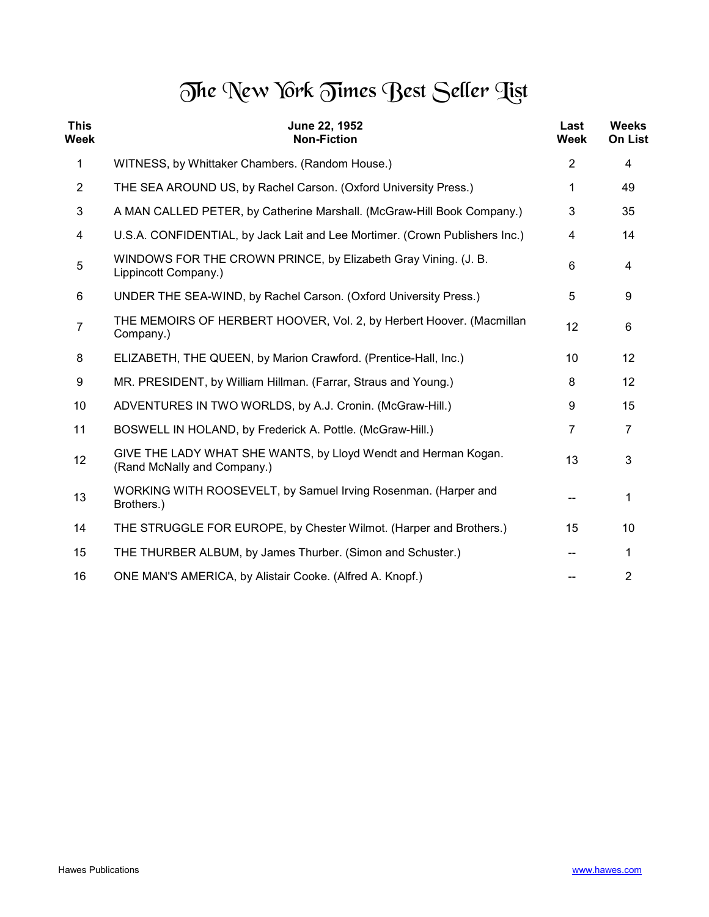# The New York Times Best Seller List

| This Week | June 22, 1952<br>Non-Fiction | Last Week | Weeks On List |
|---|---|---|---|
| 1 | WITNESS, by Whittaker Chambers. (Random House.) | 2 | 4 |
| 2 | THE SEA AROUND US, by Rachel Carson. (Oxford University Press.) | 1 | 49 |
| 3 | A MAN CALLED PETER, by Catherine Marshall. (McGraw-Hill Book Company.) | 3 | 35 |
| 4 | U.S.A. CONFIDENTIAL, by Jack Lait and Lee Mortimer. (Crown Publishers Inc.) | 4 | 14 |
| 5 | WINDOWS FOR THE CROWN PRINCE, by Elizabeth Gray Vining. (J. B. Lippincott Company.) | 6 | 4 |
| 6 | UNDER THE SEA-WIND, by Rachel Carson. (Oxford University Press.) | 5 | 9 |
| 7 | THE MEMOIRS OF HERBERT HOOVER, Vol. 2, by Herbert Hoover. (Macmillan Company.) | 12 | 6 |
| 8 | ELIZABETH, THE QUEEN, by Marion Crawford. (Prentice-Hall, Inc.) | 10 | 12 |
| 9 | MR. PRESIDENT, by William Hillman. (Farrar, Straus and Young.) | 8 | 12 |
| 10 | ADVENTURES IN TWO WORLDS, by A.J. Cronin. (McGraw-Hill.) | 9 | 15 |
| 11 | BOSWELL IN HOLAND, by Frederick A. Pottle. (McGraw-Hill.) | 7 | 7 |
| 12 | GIVE THE LADY WHAT SHE WANTS, by Lloyd Wendt and Herman Kogan. (Rand McNally and Company.) | 13 | 3 |
| 13 | WORKING WITH ROOSEVELT, by Samuel Irving Rosenman. (Harper and Brothers.) | -- | 1 |
| 14 | THE STRUGGLE FOR EUROPE, by Chester Wilmot. (Harper and Brothers.) | 15 | 10 |
| 15 | THE THURBER ALBUM, by James Thurber. (Simon and Schuster.) | -- | 1 |
| 16 | ONE MAN'S AMERICA, by Alistair Cooke. (Alfred A. Knopf.) | -- | 2 |

Hawes Publications www.hawes.com